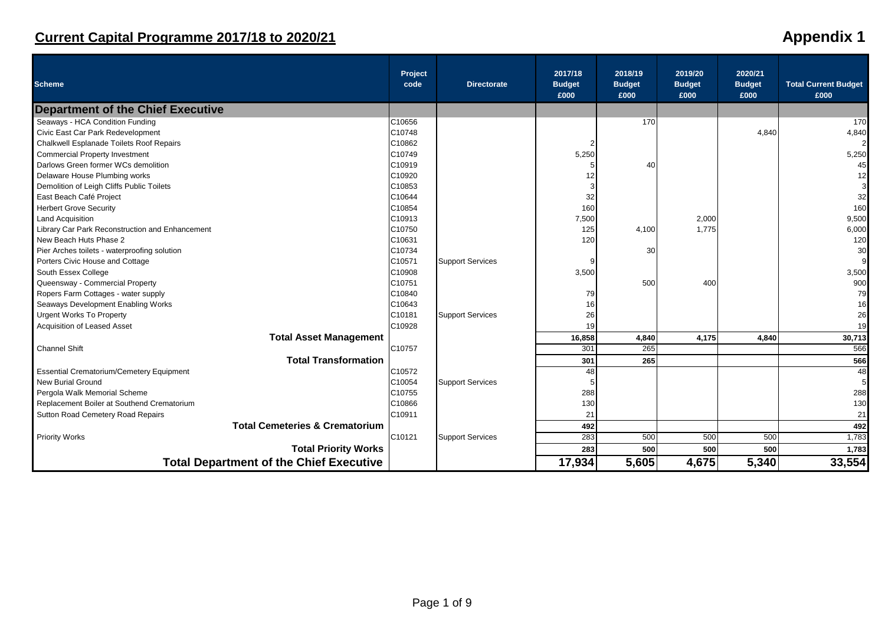## Current Capital Programme 2017/18 to 2020/21

## Appendix 1

| Scheme | Project code | Directorate | 2017/18 Budget £000 | 2018/19 Budget £000 | 2019/20 Budget £000 | 2020/21 Budget £000 | Total Current Budget £000 |
|---|---|---|---|---|---|---|---|
| **Department of the Chief Executive** | | | | | | | |
| Seaways - HCA Condition Funding | C10656 | | | 170 | | | 170 |
| Civic East Car Park Redevelopment | C10748 | | | | | 4,840 | 4,840 |
| Chalkwell Esplanade Toilets Roof Repairs | C10862 | | 2 | | | | 2 |
| Commercial Property Investment | C10749 | | 5,250 | | | | 5,250 |
| Darlows Green former WCs demolition | C10919 | | 5 | 40 | | | 45 |
| Delaware House Plumbing works | C10920 | | 12 | | | | 12 |
| Demolition of Leigh Cliffs Public Toilets | C10853 | | 3 | | | | 3 |
| East Beach Café Project | C10644 | | 32 | | | | 32 |
| Herbert Grove Security | C10854 | | 160 | | | | 160 |
| Land Acquisition | C10913 | | 7,500 | | 2,000 | | 9,500 |
| Library Car Park Reconstruction and Enhancement | C10750 | | 125 | 4,100 | 1,775 | | 6,000 |
| New Beach Huts Phase 2 | C10631 | | 120 | | | | 120 |
| Pier Arches toilets - waterproofing solution | C10734 | | | 30 | | | 30 |
| Porters Civic House and Cottage | C10571 | Support Services | 9 | | | | 9 |
| South Essex College | C10908 | | 3,500 | | | | 3,500 |
| Queensway - Commercial Property | C10751 | | | 500 | 400 | | 900 |
| Ropers Farm Cottages - water supply | C10840 | | 79 | | | | 79 |
| Seaways Development Enabling Works | C10643 | | 16 | | | | 16 |
| Urgent Works To Property | C10181 | Support Services | 26 | | | | 26 |
| Acquisition of Leased Asset | C10928 | | 19 | | | | 19 |
| **Total Asset Management** | | | **16,858** | **4,840** | **4,175** | **4,840** | **30,713** |
| Channel Shift | C10757 | | 301 | 265 | | | 566 |
| **Total Transformation** | | | **301** | **265** | | | **566** |
| Essential Crematorium/Cemetery Equipment | C10572 | | 48 | | | | 48 |
| New Burial Ground | C10054 | Support Services | 5 | | | | 5 |
| Pergola Walk Memorial Scheme | C10755 | | 288 | | | | 288 |
| Replacement Boiler at Southend Crematorium | C10866 | | 130 | | | | 130 |
| Sutton Road Cemetery Road Repairs | C10911 | | 21 | | | | 21 |
| **Total Cemeteries & Crematorium** | | | **492** | | | | **492** |
| Priority Works | C10121 | Support Services | 283 | 500 | 500 | 500 | 1,783 |
| **Total Priority Works** | | | **283** | **500** | **500** | **500** | **1,783** |
| **Total Department of the Chief Executive** | | | **17,934** | **5,605** | **4,675** | **5,340** | **33,554** |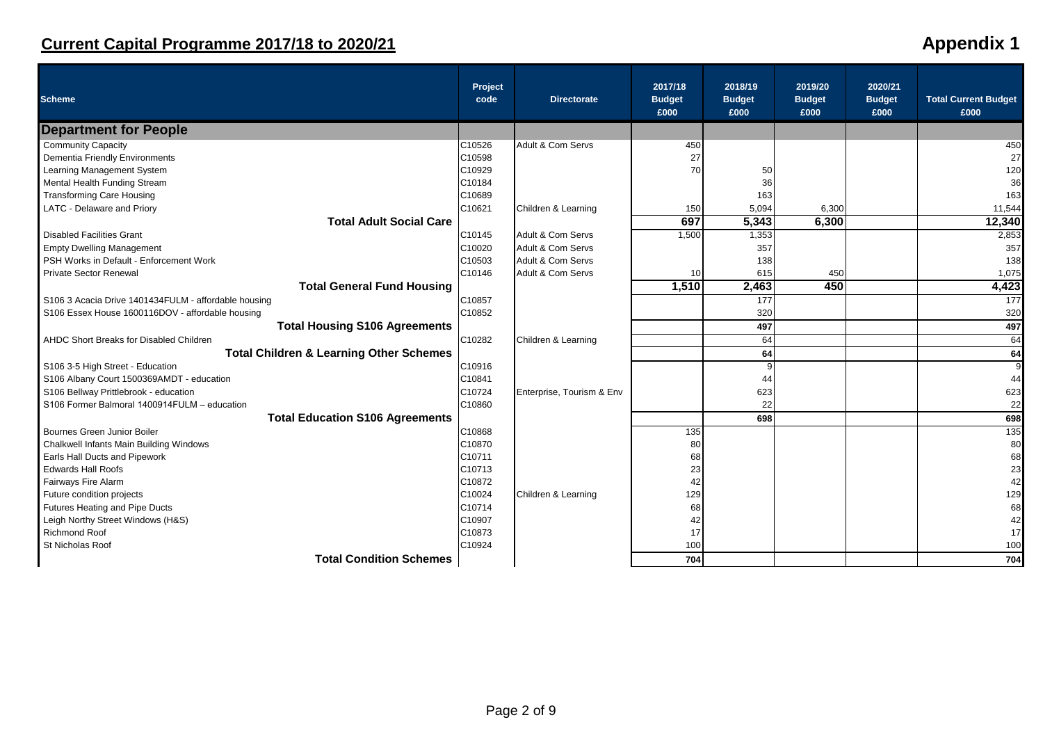## Current Capital Programme 2017/18 to 2020/21

## Appendix 1

| Scheme | Project code | Directorate | 2017/18 Budget £000 | 2018/19 Budget £000 | 2019/20 Budget £000 | 2020/21 Budget £000 | Total Current Budget £000 |
|---|---|---|---|---|---|---|---|
| **Department for People** | | | | | | | |
| Community Capacity | C10526 | Adult & Com Servs | 450 | | | | 450 |
| Dementia Friendly Environments | C10598 | | 27 | | | | 27 |
| Learning Management System | C10929 | | 70 | 50 | | | 120 |
| Mental Health Funding Stream | C10184 | | | 36 | | | 36 |
| Transforming Care Housing | C10689 | | | 163 | | | 163 |
| LATC - Delaware and Priory | C10621 | Children & Learning | 150 | 5,094 | 6,300 | | 11,544 |
| **Total Adult Social Care** | | | **697** | **5,343** | **6,300** | | **12,340** |
| Disabled Facilities Grant | C10145 | Adult & Com Servs | 1,500 | 1,353 | | | 2,853 |
| Empty Dwelling Management | C10020 | Adult & Com Servs | | 357 | | | 357 |
| PSH Works in Default - Enforcement Work | C10503 | Adult & Com Servs | | 138 | | | 138 |
| Private Sector Renewal | C10146 | Adult & Com Servs | 10 | 615 | 450 | | 1,075 |
| **Total General Fund Housing** | | | **1,510** | **2,463** | **450** | | **4,423** |
| S106 3 Acacia Drive 1401434FULM - affordable housing | C10857 | | | 177 | | | 177 |
| S106 Essex House 1600116DOV - affordable housing | C10852 | | | 320 | | | 320 |
| **Total Housing S106 Agreements** | | | | **497** | | | **497** |
| AHDC Short Breaks for Disabled Children | C10282 | Children & Learning | | 64 | | | 64 |
| **Total Children & Learning Other Schemes** | | | | **64** | | | **64** |
| S106 3-5 High Street - Education | C10916 | | | 9 | | | 9 |
| S106 Albany Court 1500369AMDT - education | C10841 | | | 44 | | | 44 |
| S106 Bellway Prittlebrook - education | C10724 | Enterprise, Tourism & Env | | 623 | | | 623 |
| S106 Former Balmoral 1400914FULM – education | C10860 | | | 22 | | | 22 |
| **Total Education S106 Agreements** | | | | **698** | | | **698** |
| Bournes Green Junior Boiler | C10868 | | 135 | | | | 135 |
| Chalkwell Infants Main Building Windows | C10870 | | 80 | | | | 80 |
| Earls Hall Ducts and Pipework | C10711 | | 68 | | | | 68 |
| Edwards Hall Roofs | C10713 | | 23 | | | | 23 |
| Fairways Fire Alarm | C10872 | | 42 | | | | 42 |
| Future condition projects | C10024 | Children & Learning | 129 | | | | 129 |
| Futures Heating and Pipe Ducts | C10714 | | 68 | | | | 68 |
| Leigh Northy Street Windows (H&S) | C10907 | | 42 | | | | 42 |
| Richmond Roof | C10873 | | 17 | | | | 17 |
| St Nicholas Roof | C10924 | | 100 | | | | 100 |
| **Total Condition Schemes** | | | **704** | | | | **704** |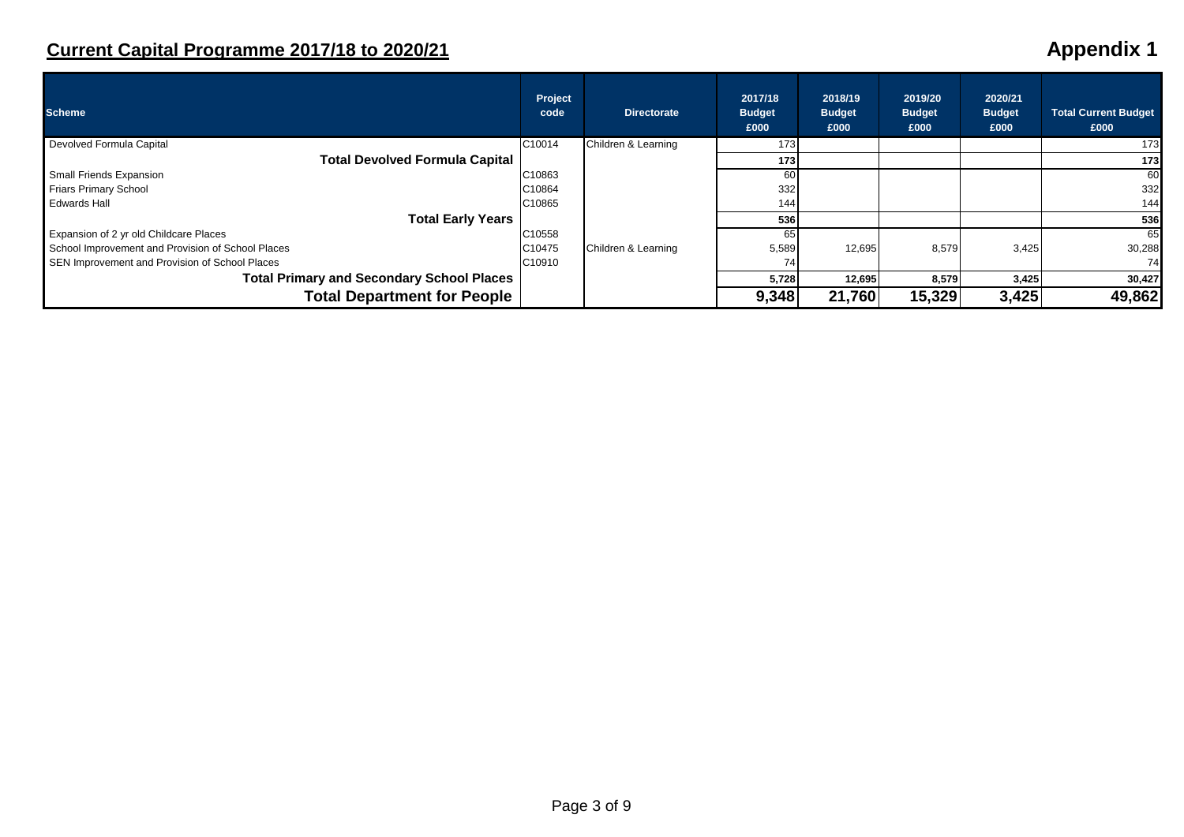# Current Capital Programme 2017/18 to 2020/21

**Appendix 1**

| Scheme | Project code | Directorate | 2017/18 Budget £000 | 2018/19 Budget £000 | 2019/20 Budget £000 | 2020/21 Budget £000 | Total Current Budget £000 |
|---|---|---|---|---|---|---|---|
| Devolved Formula Capital | C10014 | Children & Learning | 173 | | | | 173 |
| **Total Devolved Formula Capital** | | | **173** | | | | **173** |
| Small Friends Expansion | C10863 | | 60 | | | | 60 |
| Friars Primary School | C10864 | | 332 | | | | 332 |
| Edwards Hall | C10865 | | 144 | | | | 144 |
| **Total Early Years** | | | **536** | | | | **536** |
| Expansion of 2 yr old Childcare Places | C10558 | | 65 | | | | 65 |
| School Improvement and Provision of School Places | C10475 | Children & Learning | 5,589 | 12,695 | 8,579 | 3,425 | 30,288 |
| SEN Improvement and Provision of School Places | C10910 | | 74 | | | | 74 |
| **Total Primary and Secondary School Places** | | | **5,728** | **12,695** | **8,579** | **3,425** | **30,427** |
| **Total Department for People** | | | **9,348** | **21,760** | **15,329** | **3,425** | **49,862** |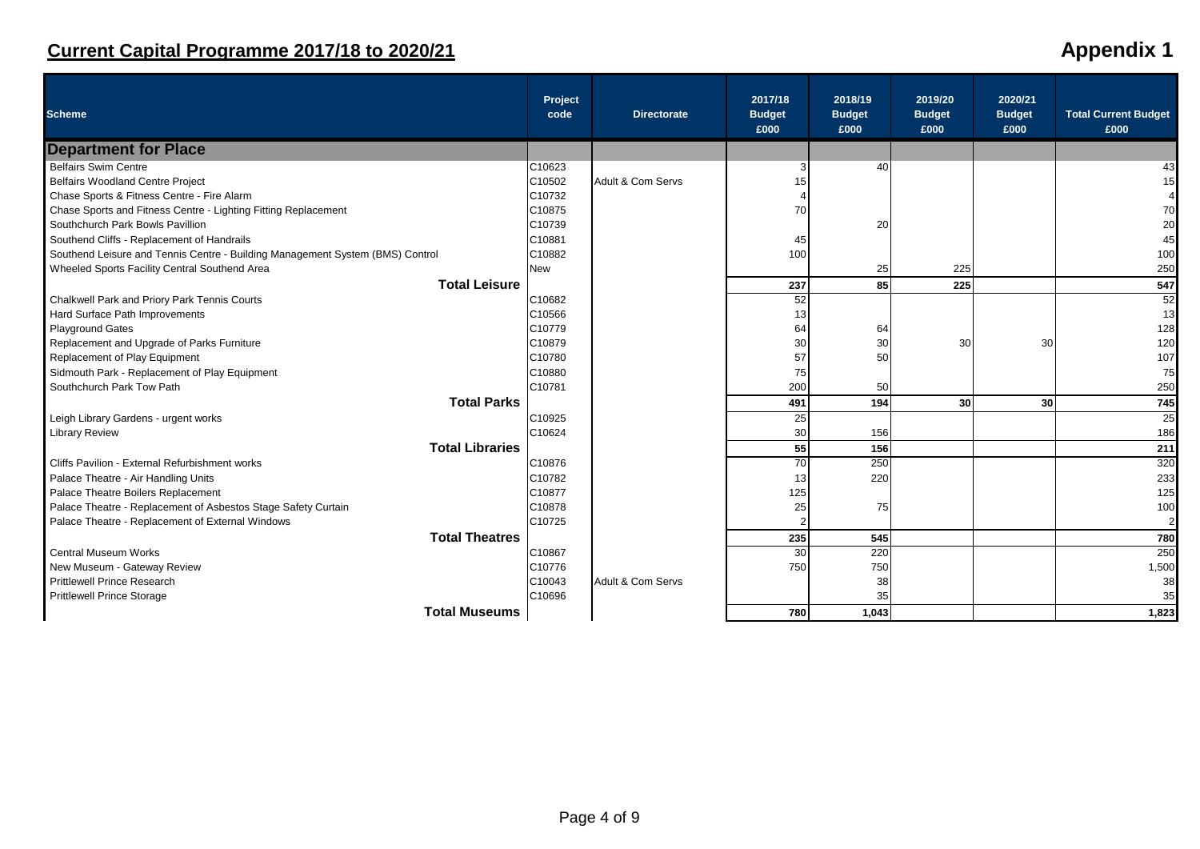## Current Capital Programme 2017/18 to 2020/21

## Appendix 1

| Scheme | Project code | Directorate | 2017/18 Budget £000 | 2018/19 Budget £000 | 2019/20 Budget £000 | 2020/21 Budget £000 | Total Current Budget £000 |
|---|---|---|---|---|---|---|---|
| **Department for Place** | | | | | | | |
| Belfairs Swim Centre | C10623 | | 3 | 40 | | | 43 |
| Belfairs Woodland Centre Project | C10502 | Adult & Com Servs | 15 | | | | 15 |
| Chase Sports & Fitness Centre - Fire Alarm | C10732 | | 4 | | | | 4 |
| Chase Sports and Fitness Centre - Lighting Fitting Replacement | C10875 | | 70 | | | | 70 |
| Southchurch Park Bowls Pavillion | C10739 | | | 20 | | | 20 |
| Southend Cliffs - Replacement of Handrails | C10881 | | 45 | | | | 45 |
| Southend Leisure and Tennis Centre - Building Management System (BMS) Control | C10882 | | 100 | | | | 100 |
| Wheeled Sports Facility Central Southend Area | New | | | 25 | 225 | | 250 |
| **Total Leisure** | | | **237** | **85** | **225** | | **547** |
| Chalkwell Park and Priory Park Tennis Courts | C10682 | | 52 | | | | 52 |
| Hard Surface Path Improvements | C10566 | | 13 | | | | 13 |
| Playground Gates | C10779 | | 64 | 64 | | | 128 |
| Replacement and Upgrade of Parks Furniture | C10879 | | 30 | 30 | 30 | 30 | 120 |
| Replacement of Play Equipment | C10780 | | 57 | 50 | | | 107 |
| Sidmouth Park - Replacement of Play Equipment | C10880 | | 75 | | | | 75 |
| Southchurch Park Tow Path | C10781 | | 200 | 50 | | | 250 |
| **Total Parks** | | | **491** | **194** | **30** | **30** | **745** |
| Leigh Library Gardens - urgent works | C10925 | | 25 | | | | 25 |
| Library Review | C10624 | | 30 | 156 | | | 186 |
| **Total Libraries** | | | **55** | **156** | | | **211** |
| Cliffs Pavilion - External Refurbishment works | C10876 | | 70 | 250 | | | 320 |
| Palace Theatre - Air Handling Units | C10782 | | 13 | 220 | | | 233 |
| Palace Theatre Boilers Replacement | C10877 | | 125 | | | | 125 |
| Palace Theatre - Replacement of Asbestos Stage Safety Curtain | C10878 | | 25 | 75 | | | 100 |
| Palace Theatre - Replacement of External Windows | C10725 | | 2 | | | | 2 |
| **Total Theatres** | | | **235** | **545** | | | **780** |
| Central Museum Works | C10867 | | 30 | 220 | | | 250 |
| New Museum - Gateway Review | C10776 | | 750 | 750 | | | 1,500 |
| Prittlewell Prince Research | C10043 | Adult & Com Servs | | 38 | | | 38 |
| Prittlewell Prince Storage | C10696 | | | 35 | | | 35 |
| **Total Museums** | | | **780** | **1,043** | | | **1,823** |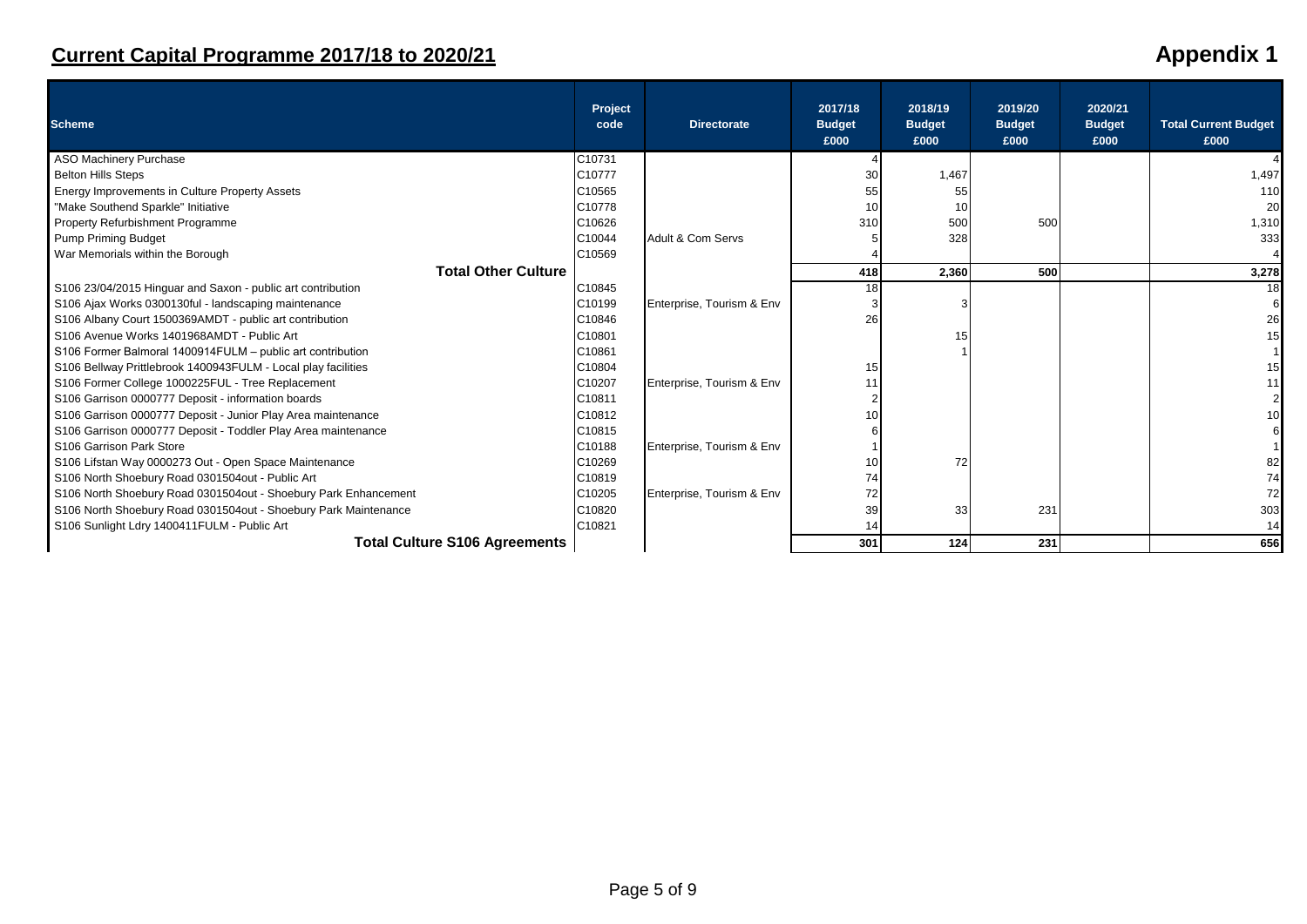# Current Capital Programme 2017/18 to 2020/21

## Appendix 1

| Scheme | Project code | Directorate | 2017/18 Budget £000 | 2018/19 Budget £000 | 2019/20 Budget £000 | 2020/21 Budget £000 | Total Current Budget £000 |
|---|---|---|---|---|---|---|---|
| ASO Machinery Purchase | C10731 | | 4 | | | | 4 |
| Belton Hills Steps | C10777 | | 30 | 1,467 | | | 1,497 |
| Energy Improvements in Culture Property Assets | C10565 | | 55 | 55 | | | 110 |
| "Make Southend Sparkle" Initiative | C10778 | | 10 | 10 | | | 20 |
| Property Refurbishment Programme | C10626 | | 310 | 500 | 500 | | 1,310 |
| Pump Priming Budget | C10044 | Adult & Com Servs | 5 | 328 | | | 333 |
| War Memorials within the Borough | C10569 | | 4 | | | | 4 |
| **Total Other Culture** | | | **418** | **2,360** | **500** | | **3,278** |
| S106 23/04/2015 Hinguar and Saxon - public art contribution | C10845 | | 18 | | | | 18 |
| S106 Ajax Works 0300130ful - landscaping maintenance | C10199 | Enterprise, Tourism & Env | 3 | 3 | | | 6 |
| S106 Albany Court 1500369AMDT - public art contribution | C10846 | | 26 | | | | 26 |
| S106 Avenue Works 1401968AMDT - Public Art | C10801 | | | 15 | | | 15 |
| S106 Former Balmoral 1400914FULM – public art contribution | C10861 | | | 1 | | | 1 |
| S106 Bellway Prittlebrook 1400943FULM - Local play facilities | C10804 | | 15 | | | | 15 |
| S106 Former College 1000225FUL - Tree Replacement | C10207 | Enterprise, Tourism & Env | 11 | | | | 11 |
| S106 Garrison 0000777 Deposit - information boards | C10811 | | 2 | | | | 2 |
| S106 Garrison 0000777 Deposit - Junior Play Area maintenance | C10812 | | 10 | | | | 10 |
| S106 Garrison 0000777 Deposit - Toddler Play Area maintenance | C10815 | | 6 | | | | 6 |
| S106 Garrison Park Store | C10188 | Enterprise, Tourism & Env | 1 | | | | 1 |
| S106 Lifstan Way 0000273 Out - Open Space Maintenance | C10269 | | 10 | 72 | | | 82 |
| S106 North Shoebury Road 0301504out - Public Art | C10819 | | 74 | | | | 74 |
| S106 North Shoebury Road 0301504out - Shoebury Park Enhancement | C10205 | Enterprise, Tourism & Env | 72 | | | | 72 |
| S106 North Shoebury Road 0301504out - Shoebury Park Maintenance | C10820 | | 39 | 33 | 231 | | 303 |
| S106 Sunlight Ldry 1400411FULM - Public Art | C10821 | | 14 | | | | 14 |
| **Total Culture S106 Agreements** | | | **301** | **124** | **231** | | **656** |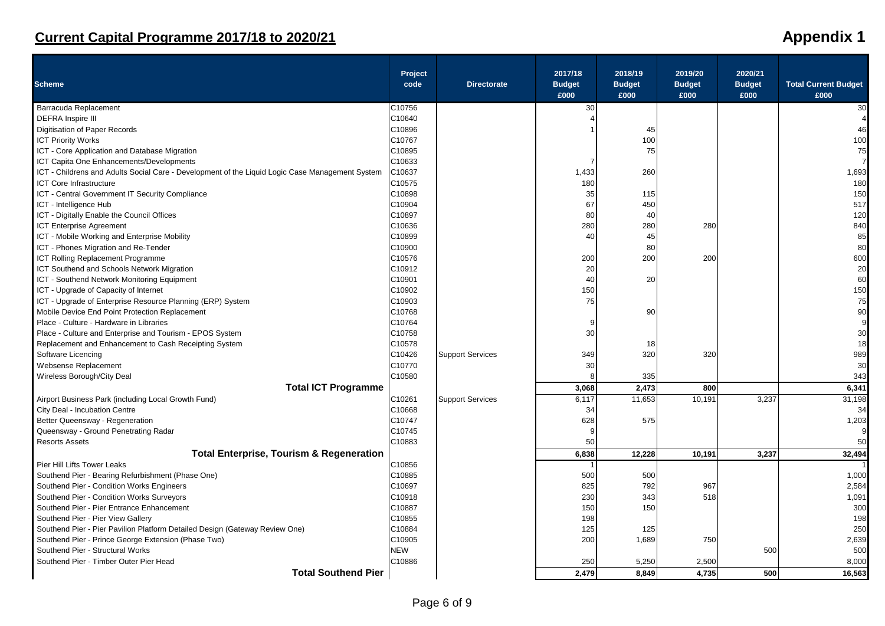# Current Capital Programme 2017/18 to 2020/21

**Appendix 1**

| Scheme | Project code | Directorate | 2017/18 Budget £000 | 2018/19 Budget £000 | 2019/20 Budget £000 | 2020/21 Budget £000 | Total Current Budget £000 |
|---|---|---|---|---|---|---|---|
| Barracuda Replacement | C10756 | | 30 | | | | 30 |
| DEFRA Inspire III | C10640 | | 4 | | | | 4 |
| Digitisation of Paper Records | C10896 | | 1 | 45 | | | 46 |
| ICT Priority Works | C10767 | | | 100 | | | 100 |
| ICT - Core Application and Database Migration | C10895 | | | 75 | | | 75 |
| ICT Capita One Enhancements/Developments | C10633 | | 7 | | | | 7 |
| ICT - Childrens and Adults Social Care - Development of the Liquid Logic Case Management System | C10637 | | 1,433 | 260 | | | 1,693 |
| ICT Core Infrastructure | C10575 | | 180 | | | | 180 |
| ICT - Central Government IT Security Compliance | C10898 | | 35 | 115 | | | 150 |
| ICT - Intelligence Hub | C10904 | | 67 | 450 | | | 517 |
| ICT - Digitally Enable the Council Offices | C10897 | | 80 | 40 | | | 120 |
| ICT Enterprise Agreement | C10636 | | 280 | 280 | 280 | | 840 |
| ICT - Mobile Working and Enterprise Mobility | C10899 | | 40 | 45 | | | 85 |
| ICT - Phones Migration and Re-Tender | C10900 | | | 80 | | | 80 |
| ICT Rolling Replacement Programme | C10576 | | 200 | 200 | 200 | | 600 |
| ICT Southend and Schools Network Migration | C10912 | | 20 | | | | 20 |
| ICT - Southend Network Monitoring Equipment | C10901 | | 40 | 20 | | | 60 |
| ICT - Upgrade of Capacity of Internet | C10902 | | 150 | | | | 150 |
| ICT - Upgrade of Enterprise Resource Planning (ERP) System | C10903 | | 75 | | | | 75 |
| Mobile Device End Point Protection Replacement | C10768 | | | 90 | | | 90 |
| Place - Culture - Hardware in Libraries | C10764 | | 9 | | | | 9 |
| Place - Culture and Enterprise and Tourism - EPOS System | C10758 | | 30 | | | | 30 |
| Replacement and Enhancement to Cash Receipting System | C10578 | | | 18 | | | 18 |
| Software Licencing | C10426 | Support Services | 349 | 320 | 320 | | 989 |
| Websense Replacement | C10770 | | 30 | | | | 30 |
| Wireless Borough/City Deal | C10580 | | 8 | 335 | | | 343 |
| **Total ICT Programme** | | | **3,068** | **2,473** | **800** | | **6,341** |
| Airport Business Park (including Local Growth Fund) | C10261 | Support Services | 6,117 | 11,653 | 10,191 | 3,237 | 31,198 |
| City Deal - Incubation Centre | C10668 | | 34 | | | | 34 |
| Better Queensway - Regeneration | C10747 | | 628 | 575 | | | 1,203 |
| Queensway - Ground Penetrating Radar | C10745 | | 9 | | | | 9 |
| Resorts Assets | C10883 | | 50 | | | | 50 |
| **Total Enterprise, Tourism & Regeneration** | | | **6,838** | **12,228** | **10,191** | **3,237** | **32,494** |
| Pier Hill Lifts Tower Leaks | C10856 | | 1 | | | | 1 |
| Southend Pier - Bearing Refurbishment (Phase One) | C10885 | | 500 | 500 | | | 1,000 |
| Southend Pier - Condition Works Engineers | C10697 | | 825 | 792 | 967 | | 2,584 |
| Southend Pier - Condition Works Surveyors | C10918 | | 230 | 343 | 518 | | 1,091 |
| Southend Pier - Pier Entrance Enhancement | C10887 | | 150 | 150 | | | 300 |
| Southend Pier - Pier View Gallery | C10855 | | 198 | | | | 198 |
| Southend Pier - Pier Pavilion Platform Detailed Design (Gateway Review One) | C10884 | | 125 | 125 | | | 250 |
| Southend Pier - Prince George Extension (Phase Two) | C10905 | | 200 | 1,689 | 750 | | 2,639 |
| Southend Pier - Structural Works | NEW | | | | | 500 | 500 |
| Southend Pier - Timber Outer Pier Head | C10886 | | 250 | 5,250 | 2,500 | | 8,000 |
| **Total Southend Pier** | | | **2,479** | **8,849** | **4,735** | **500** | **16,563** |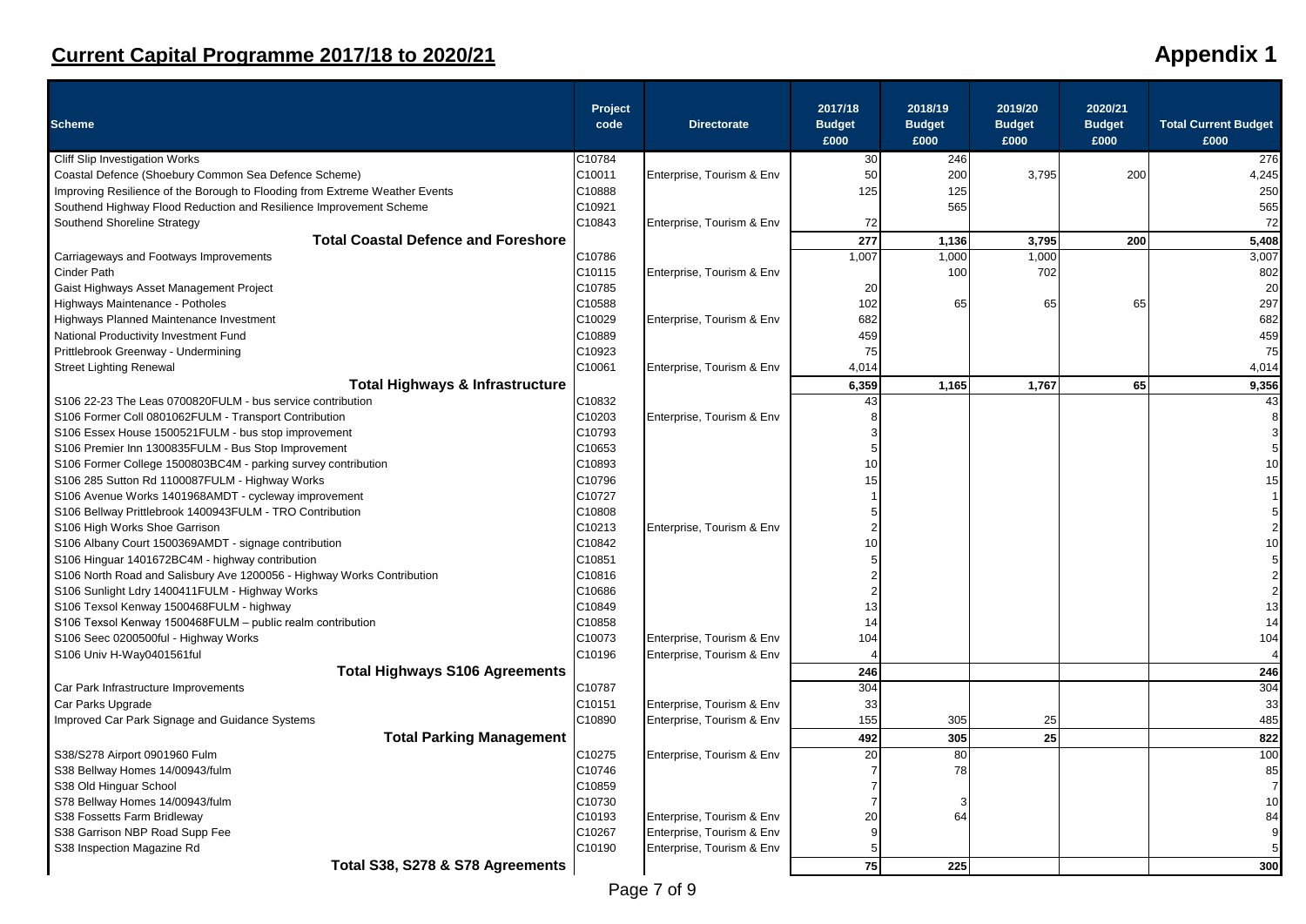## Current Capital Programme 2017/18 to 2020/21

## Appendix 1

| Scheme | Project code | Directorate | 2017/18 Budget £000 | 2018/19 Budget £000 | 2019/20 Budget £000 | 2020/21 Budget £000 | Total Current Budget £000 |
|---|---|---|---|---|---|---|---|
| Cliff Slip Investigation Works | C10784 | | 30 | 246 | | | 276 |
| Coastal Defence (Shoebury Common Sea Defence Scheme) | C10011 | Enterprise, Tourism & Env | 50 | 200 | 3,795 | 200 | 4,245 |
| Improving Resilience of the Borough to Flooding from Extreme Weather Events | C10888 | | 125 | 125 | | | 250 |
| Southend Highway Flood Reduction and Resilience Improvement Scheme | C10921 | | | 565 | | | 565 |
| Southend Shoreline Strategy | C10843 | Enterprise, Tourism & Env | 72 | | | | 72 |
| **Total Coastal Defence and Foreshore** | | | **277** | **1,136** | **3,795** | **200** | **5,408** |
| Carriageways and Footways Improvements | C10786 | | 1,007 | 1,000 | 1,000 | | 3,007 |
| Cinder Path | C10115 | Enterprise, Tourism & Env | | 100 | 702 | | 802 |
| Gaist Highways Asset Management Project | C10785 | | 20 | | | | 20 |
| Highways Maintenance - Potholes | C10588 | | 102 | 65 | 65 | 65 | 297 |
| Highways Planned Maintenance Investment | C10029 | Enterprise, Tourism & Env | 682 | | | | 682 |
| National Productivity Investment Fund | C10889 | | 459 | | | | 459 |
| Prittlebrook Greenway - Undermining | C10923 | | 75 | | | | 75 |
| Street Lighting Renewal | C10061 | Enterprise, Tourism & Env | 4,014 | | | | 4,014 |
| **Total Highways & Infrastructure** | | | **6,359** | **1,165** | **1,767** | **65** | **9,356** |
| S106 22-23 The Leas 0700820FULM - bus service contribution | C10832 | | 43 | | | | 43 |
| S106 Former Coll 0801062FULM - Transport Contribution | C10203 | Enterprise, Tourism & Env | 8 | | | | 8 |
| S106 Essex House 1500521FULM - bus stop improvement | C10793 | | 3 | | | | 3 |
| S106 Premier Inn 1300835FULM - Bus Stop Improvement | C10653 | | 5 | | | | 5 |
| S106 Former College 1500803BC4M - parking survey contribution | C10893 | | 10 | | | | 10 |
| S106 285 Sutton Rd 1100087FULM - Highway Works | C10796 | | 15 | | | | 15 |
| S106 Avenue Works 1401968AMDT - cycleway improvement | C10727 | | 1 | | | | 1 |
| S106 Bellway Prittlebrook 1400943FULM - TRO Contribution | C10808 | | 5 | | | | 5 |
| S106 High Works Shoe Garrison | C10213 | Enterprise, Tourism & Env | 2 | | | | 2 |
| S106 Albany Court 1500369AMDT - signage contribution | C10842 | | 10 | | | | 10 |
| S106 Hinguar 1401672BC4M - highway contribution | C10851 | | 5 | | | | 5 |
| S106 North Road and Salisbury Ave 1200056 - Highway Works Contribution | C10816 | | 2 | | | | 2 |
| S106 Sunlight Ldry 1400411FULM - Highway Works | C10686 | | 2 | | | | 2 |
| S106 Texsol Kenway 1500468FULM - highway | C10849 | | 13 | | | | 13 |
| S106 Texsol Kenway 1500468FULM – public realm contribution | C10858 | | 14 | | | | 14 |
| S106 Seec 0200500ful - Highway Works | C10073 | Enterprise, Tourism & Env | 104 | | | | 104 |
| S106 Univ H-Way0401561ful | C10196 | Enterprise, Tourism & Env | 4 | | | | 4 |
| **Total Highways S106 Agreements** | | | **246** | | | | **246** |
| Car Park Infrastructure Improvements | C10787 | | 304 | | | | 304 |
| Car Parks Upgrade | C10151 | Enterprise, Tourism & Env | 33 | | | | 33 |
| Improved Car Park Signage and Guidance Systems | C10890 | Enterprise, Tourism & Env | 155 | 305 | 25 | | 485 |
| **Total Parking Management** | | | **492** | **305** | **25** | | **822** |
| S38/S278 Airport 0901960 Fulm | C10275 | Enterprise, Tourism & Env | 20 | 80 | | | 100 |
| S38 Bellway Homes 14/00943/fulm | C10746 | | 7 | 78 | | | 85 |
| S38 Old Hinguar School | C10859 | | 7 | | | | 7 |
| S78 Bellway Homes 14/00943/fulm | C10730 | | 7 | 3 | | | 10 |
| S38 Fossetts Farm Bridleway | C10193 | Enterprise, Tourism & Env | 20 | 64 | | | 84 |
| S38 Garrison NBP Road Supp Fee | C10267 | Enterprise, Tourism & Env | 9 | | | | 9 |
| S38 Inspection Magazine Rd | C10190 | Enterprise, Tourism & Env | 5 | | | | 5 |
| **Total S38, S278 & S78 Agreements** | | | **75** | **225** | | | **300** |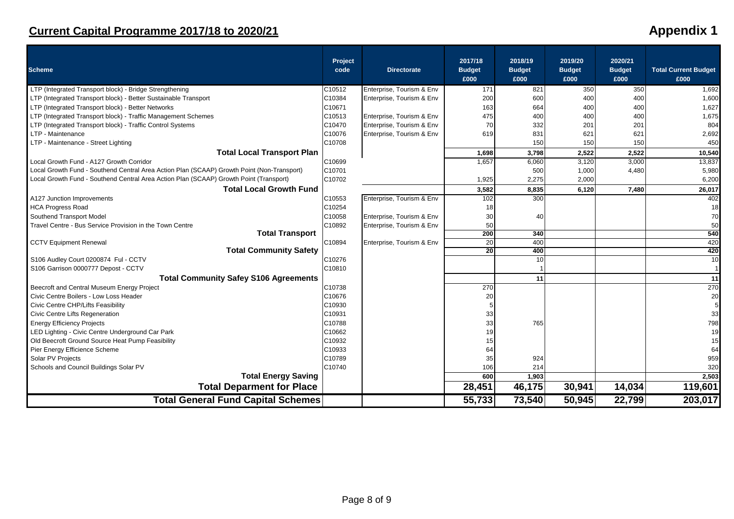## Current Capital Programme 2017/18 to 2020/21

## Appendix 1

| Scheme | Project code | Directorate | 2017/18 Budget £000 | 2018/19 Budget £000 | 2019/20 Budget £000 | 2020/21 Budget £000 | Total Current Budget £000 |
|---|---|---|---|---|---|---|---|
| LTP (Integrated Transport block) - Bridge Strengthening | C10512 | Enterprise, Tourism & Env | 171 | 821 | 350 | 350 | 1,692 |
| LTP (Integrated Transport block) - Better Sustainable Transport | C10384 | Enterprise, Tourism & Env | 200 | 600 | 400 | 400 | 1,600 |
| LTP (Integrated Transport block) - Better Networks | C10671 | | 163 | 664 | 400 | 400 | 1,627 |
| LTP (Integrated Transport block) - Traffic Management Schemes | C10513 | Enterprise, Tourism & Env | 475 | 400 | 400 | 400 | 1,675 |
| LTP (Integrated Transport block) - Traffic Control Systems | C10470 | Enterprise, Tourism & Env | 70 | 332 | 201 | 201 | 804 |
| LTP - Maintenance | C10076 | Enterprise, Tourism & Env | 619 | 831 | 621 | 621 | 2,692 |
| LTP - Maintenance - Street Lighting | C10708 | | | 150 | 150 | 150 | 450 |
| **Total Local Transport Plan** | | | **1,698** | **3,798** | **2,522** | **2,522** | **10,540** |
| Local Growth Fund - A127 Growth Corridor | C10699 | | 1,657 | 6,060 | 3,120 | 3,000 | 13,837 |
| Local Growth Fund - Southend Central Area Action Plan (SCAAP) Growth Point (Non-Transport) | C10701 | | | 500 | 1,000 | 4,480 | 5,980 |
| Local Growth Fund - Southend Central Area Action Plan (SCAAP) Growth Point (Transport) | C10702 | | 1,925 | 2,275 | 2,000 | | 6,200 |
| **Total Local Growth Fund** | | | **3,582** | **8,835** | **6,120** | **7,480** | **26,017** |
| A127 Junction Improvements | C10553 | Enterprise, Tourism & Env | 102 | 300 | | | 402 |
| HCA Progress Road | C10254 | | 18 | | | | 18 |
| Southend Transport Model | C10058 | Enterprise, Tourism & Env | 30 | 40 | | | 70 |
| Travel Centre - Bus Service Provision in the Town Centre | C10892 | Enterprise, Tourism & Env | 50 | | | | 50 |
| **Total Transport** | | | **200** | **340** | | | **540** |
| CCTV Equipment Renewal | C10894 | Enterprise, Tourism & Env | 20 | 400 | | | 420 |
| **Total Community Safety** | | | **20** | **400** | | | **420** |
| S106 Audley Court 0200874 Ful - CCTV | C10276 | | | 10 | | | 10 |
| S106 Garrison 0000777 Depost - CCTV | C10810 | | | 1 | | | 1 |
| **Total Community Safey S106 Agreements** | | | | **11** | | | **11** |
| Beecroft and Central Museum Energy Project | C10738 | | 270 | | | | 270 |
| Civic Centre Boilers - Low Loss Header | C10676 | | 20 | | | | 20 |
| Civic Centre CHP/Lifts Feasibility | C10930 | | 5 | | | | 5 |
| Civic Centre Lifts Regeneration | C10931 | | 33 | | | | 33 |
| Energy Efficiency Projects | C10788 | | 33 | 765 | | | 798 |
| LED Lighting - Civic Centre Underground Car Park | C10662 | | 19 | | | | 19 |
| Old Beecroft Ground Source Heat Pump Feasibility | C10932 | | 15 | | | | 15 |
| Pier Energy Efficience Scheme | C10933 | | 64 | | | | 64 |
| Solar PV Projects | C10789 | | 35 | 924 | | | 959 |
| Schools and Council Buildings Solar PV | C10740 | | 106 | 214 | | | 320 |
| **Total Energy Saving** | | | **600** | **1,903** | | | **2,503** |
| **Total Deparment for Place** | | | **28,451** | **46,175** | **30,941** | **14,034** | **119,601** |
| **Total General Fund Capital Schemes** | | | **55,733** | **73,540** | **50,945** | **22,799** | **203,017** |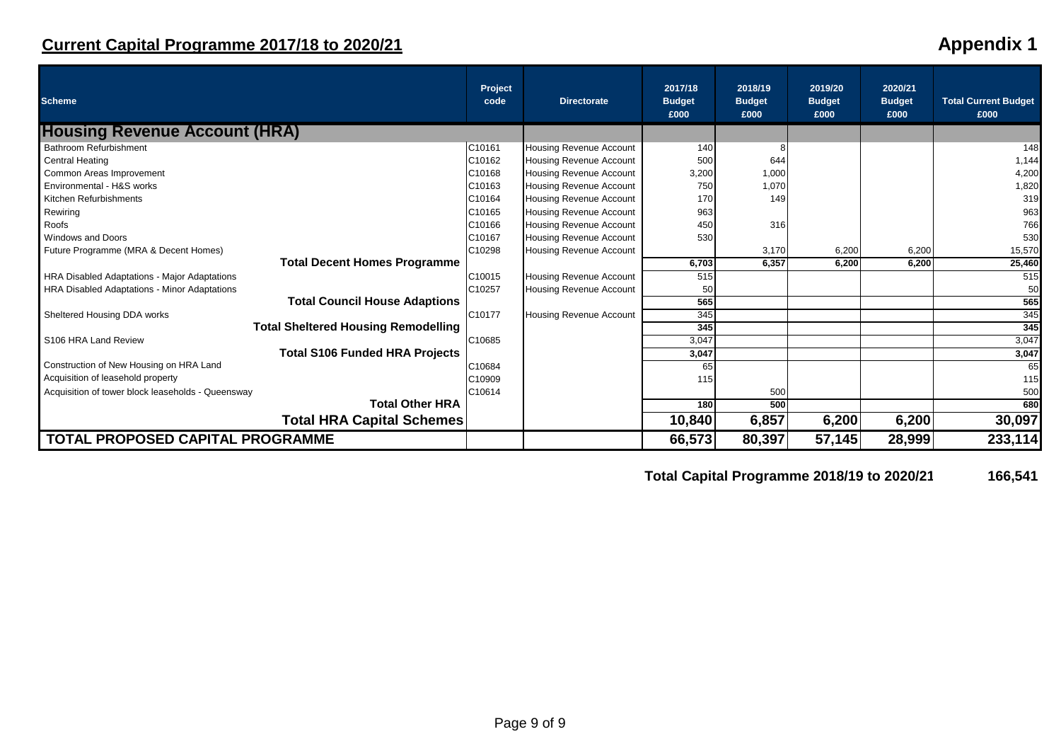## Current Capital Programme 2017/18 to 2020/21

## Appendix 1

| Scheme | Project code | Directorate | 2017/18 Budget £000 | 2018/19 Budget £000 | 2019/20 Budget £000 | 2020/21 Budget £000 | Total Current Budget £000 |
|---|---|---|---|---|---|---|---|
| **Housing Revenue Account (HRA)** | | | | | | | |
| Bathroom Refurbishment | C10161 | Housing Revenue Account | 140 | 8 | | | 148 |
| Central Heating | C10162 | Housing Revenue Account | 500 | 644 | | | 1,144 |
| Common Areas Improvement | C10168 | Housing Revenue Account | 3,200 | 1,000 | | | 4,200 |
| Environmental - H&S works | C10163 | Housing Revenue Account | 750 | 1,070 | | | 1,820 |
| Kitchen Refurbishments | C10164 | Housing Revenue Account | 170 | 149 | | | 319 |
| Rewiring | C10165 | Housing Revenue Account | 963 | | | | 963 |
| Roofs | C10166 | Housing Revenue Account | 450 | 316 | | | 766 |
| Windows and Doors | C10167 | Housing Revenue Account | 530 | | | | 530 |
| Future Programme (MRA & Decent Homes) | C10298 | Housing Revenue Account | | 3,170 | 6,200 | 6,200 | 15,570 |
| **Total Decent Homes Programme** | | | **6,703** | **6,357** | **6,200** | **6,200** | **25,460** |
| HRA Disabled Adaptations - Major Adaptations | C10015 | Housing Revenue Account | 515 | | | | 515 |
| HRA Disabled Adaptations - Minor Adaptations | C10257 | Housing Revenue Account | 50 | | | | 50 |
| **Total Council House Adaptions** | | | **565** | | | | **565** |
| Sheltered Housing DDA works | C10177 | Housing Revenue Account | 345 | | | | 345 |
| **Total Sheltered Housing Remodelling** | | | **345** | | | | **345** |
| S106 HRA Land Review | C10685 | | 3,047 | | | | 3,047 |
| **Total S106 Funded HRA Projects** | | | **3,047** | | | | **3,047** |
| Construction of New Housing on HRA Land | C10684 | | 65 | | | | 65 |
| Acquisition of leasehold property | C10909 | | 115 | | | | 115 |
| Acquisition of tower block leaseholds - Queensway | C10614 | | | 500 | | | 500 |
| **Total Other HRA** | | | **180** | **500** | | | **680** |
| **Total HRA Capital Schemes** | | | **10,840** | **6,857** | **6,200** | **6,200** | **30,097** |
| **TOTAL PROPOSED CAPITAL PROGRAMME** | | | **66,573** | **80,397** | **57,145** | **28,999** | **233,114** |

**Total Capital Programme 2018/19 to 2020/21 166,541**